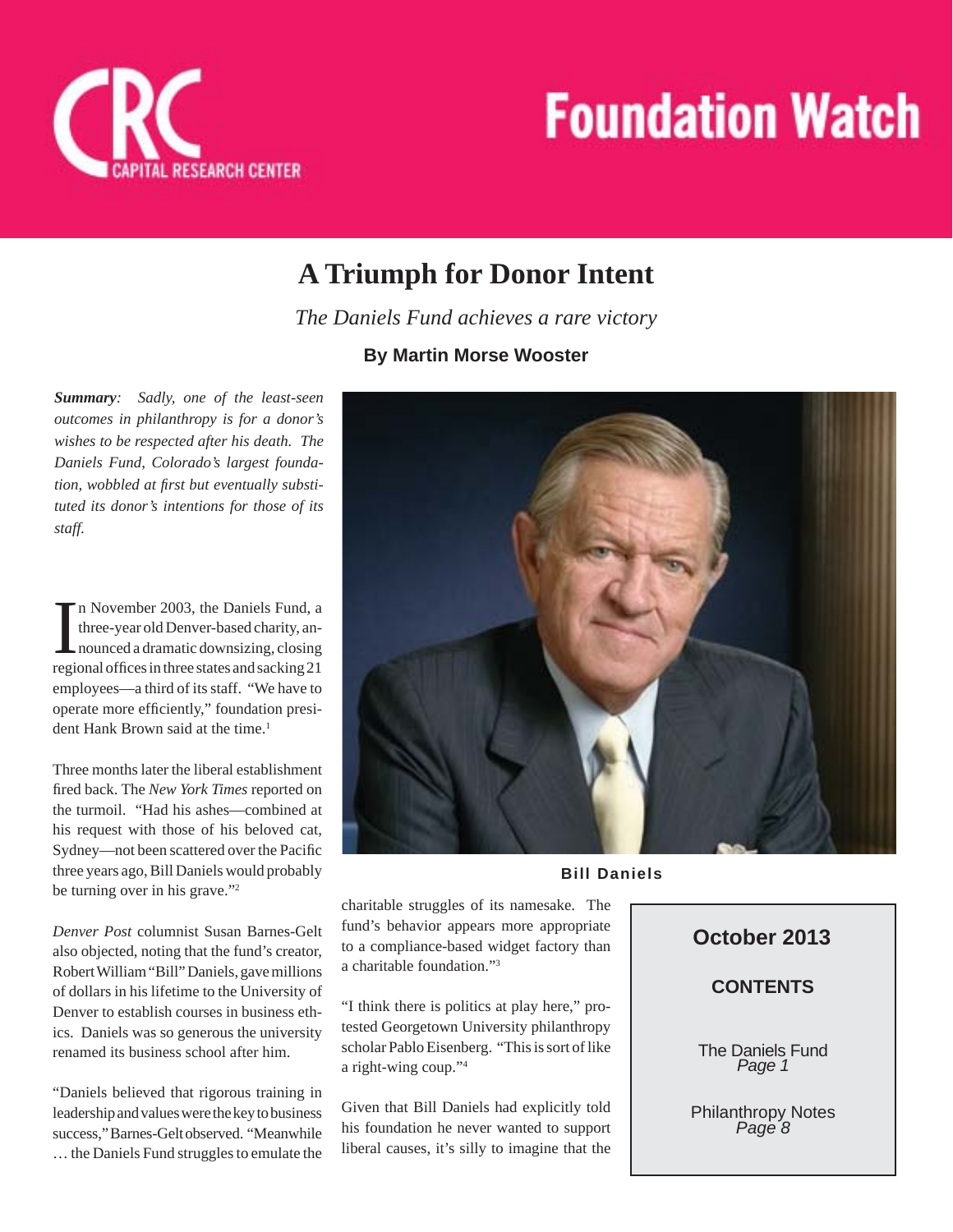# Foundation Watch

CRC CAPITAL RESEARCH CENTER

## A Triumph for Donor Intent

*The Daniels Fund achieves a rare victory*

**By Martin Morse Wooster**

***Summary****: Sadly, one of the least-seen outcomes in philanthropy is for a donor's wishes to be respected after his death. The Daniels Fund, Colorado's largest foundation, wobbled at first but eventually substituted its donor's intentions for those of its staff.*

In November 2003, the Daniels Fund, a three-year old Denver-based charity, announced a dramatic downsizing, closing regional offices in three states and sacking 21 employees—a third of its staff. "We have to operate more efficiently," foundation president Hank Brown said at the time.[1]

Three months later the liberal establishment fired back. The *New York Times* reported on the turmoil. "Had his ashes—combined at his request with those of his beloved cat, Sydney—not been scattered over the Pacific three years ago, Bill Daniels would probably be turning over in his grave."[2]

*Denver Post* columnist Susan Barnes-Gelt also objected, noting that the fund's creator, Robert William "Bill" Daniels, gave millions of dollars in his lifetime to the University of Denver to establish courses in business ethics. Daniels was so generous the university renamed its business school after him.

"Daniels believed that rigorous training in leadership and values were the key to business success," Barnes-Gelt observed. "Meanwhile … the Daniels Fund struggles to emulate the charitable struggles of its namesake. The fund's behavior appears more appropriate to a compliance-based widget factory than a charitable foundation."[3]

"I think there is politics at play here," protested Georgetown University philanthropy scholar Pablo Eisenberg. "This is sort of like a right-wing coup."[4]

Given that Bill Daniels had explicitly told his foundation he never wanted to support liberal causes, it's silly to imagine that the

Bill Daniels

**October 2013**

**CONTENTS**

The Daniels Fund
*Page 1*

Philanthropy Notes
*Page 8*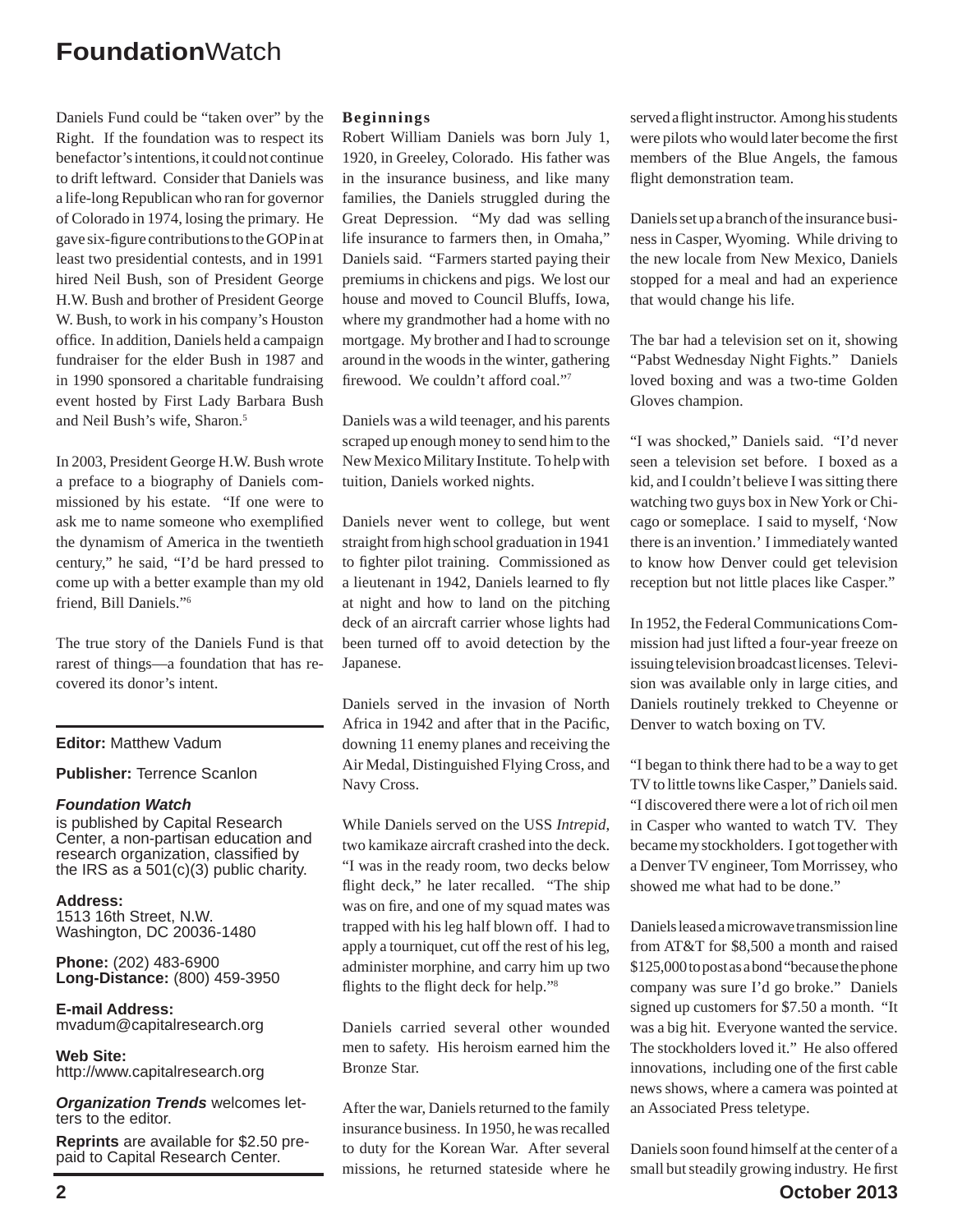Daniels Fund could be "taken over" by the Right. If the foundation was to respect its benefactor's intentions, it could not continue to drift leftward. Consider that Daniels was a life-long Republican who ran for governor of Colorado in 1974, losing the primary. He gave six-figure contributions to the GOP in at least two presidential contests, and in 1991 hired Neil Bush, son of President George H.W. Bush and brother of President George W. Bush, to work in his company's Houston office. In addition, Daniels held a campaign fundraiser for the elder Bush in 1987 and in 1990 sponsored a charitable fundraising event hosted by First Lady Barbara Bush and Neil Bush's wife, Sharon.[5]

In 2003, President George H.W. Bush wrote a preface to a biography of Daniels commissioned by his estate. "If one were to ask me to name someone who exemplified the dynamism of America in the twentieth century," he said, "I'd be hard pressed to come up with a better example than my old friend, Bill Daniels."[6]

The true story of the Daniels Fund is that rarest of things—a foundation that has recovered its donor's intent.

**Editor:** Matthew Vadum

**Publisher:** Terrence Scanlon

***Foundation Watch*** is published by Capital Research Center, a non-partisan education and research organization, classified by the IRS as a 501(c)(3) public charity.

**Address:**
1513 16th Street, N.W.
Washington, DC 20036-1480

**Phone:** (202) 483-6900
**Long-Distance:** (800) 459-3950

**E-mail Address:**
mvadum@capitalresearch.org

**Web Site:**
http://www.capitalresearch.org

***Organization Trends*** welcomes letters to the editor.

**Reprints** are available for $2.50 prepaid to Capital Research Center.

### Beginnings

Robert William Daniels was born July 1, 1920, in Greeley, Colorado. His father was in the insurance business, and like many families, the Daniels struggled during the Great Depression. "My dad was selling life insurance to farmers then, in Omaha," Daniels said. "Farmers started paying their premiums in chickens and pigs. We lost our house and moved to Council Bluffs, Iowa, where my grandmother had a home with no mortgage. My brother and I had to scrounge around in the woods in the winter, gathering firewood. We couldn't afford coal."[7]

Daniels was a wild teenager, and his parents scraped up enough money to send him to the New Mexico Military Institute. To help with tuition, Daniels worked nights.

Daniels never went to college, but went straight from high school graduation in 1941 to fighter pilot training. Commissioned as a lieutenant in 1942, Daniels learned to fly at night and how to land on the pitching deck of an aircraft carrier whose lights had been turned off to avoid detection by the Japanese.

Daniels served in the invasion of North Africa in 1942 and after that in the Pacific, downing 11 enemy planes and receiving the Air Medal, Distinguished Flying Cross, and Navy Cross.

While Daniels served on the USS *Intrepid*, two kamikaze aircraft crashed into the deck. "I was in the ready room, two decks below flight deck," he later recalled. "The ship was on fire, and one of my squad mates was trapped with his leg half blown off. I had to apply a tourniquet, cut off the rest of his leg, administer morphine, and carry him up two flights to the flight deck for help."[8]

Daniels carried several other wounded men to safety. His heroism earned him the Bronze Star.

After the war, Daniels returned to the family insurance business. In 1950, he was recalled to duty for the Korean War. After several missions, he returned stateside where he served a flight instructor. Among his students were pilots who would later become the first members of the Blue Angels, the famous flight demonstration team.

Daniels set up a branch of the insurance business in Casper, Wyoming. While driving to the new locale from New Mexico, Daniels stopped for a meal and had an experience that would change his life.

The bar had a television set on it, showing "Pabst Wednesday Night Fights." Daniels loved boxing and was a two-time Golden Gloves champion.

"I was shocked," Daniels said. "I'd never seen a television set before. I boxed as a kid, and I couldn't believe I was sitting there watching two guys box in New York or Chicago or someplace. I said to myself, 'Now there is an invention.' I immediately wanted to know how Denver could get television reception but not little places like Casper."

In 1952, the Federal Communications Commission had just lifted a four-year freeze on issuing television broadcast licenses. Television was available only in large cities, and Daniels routinely trekked to Cheyenne or Denver to watch boxing on TV.

"I began to think there had to be a way to get TV to little towns like Casper," Daniels said. "I discovered there were a lot of rich oil men in Casper who wanted to watch TV. They became my stockholders. I got together with a Denver TV engineer, Tom Morrissey, who showed me what had to be done."

Daniels leased a microwave transmission line from AT&T for $8,500 a month and raised $125,000 to post as a bond "because the phone company was sure I'd go broke." Daniels signed up customers for $7.50 a month. "It was a big hit. Everyone wanted the service. The stockholders loved it." He also offered innovations, including one of the first cable news shows, where a camera was pointed at an Associated Press teletype.

Daniels soon found himself at the center of a small but steadily growing industry. He first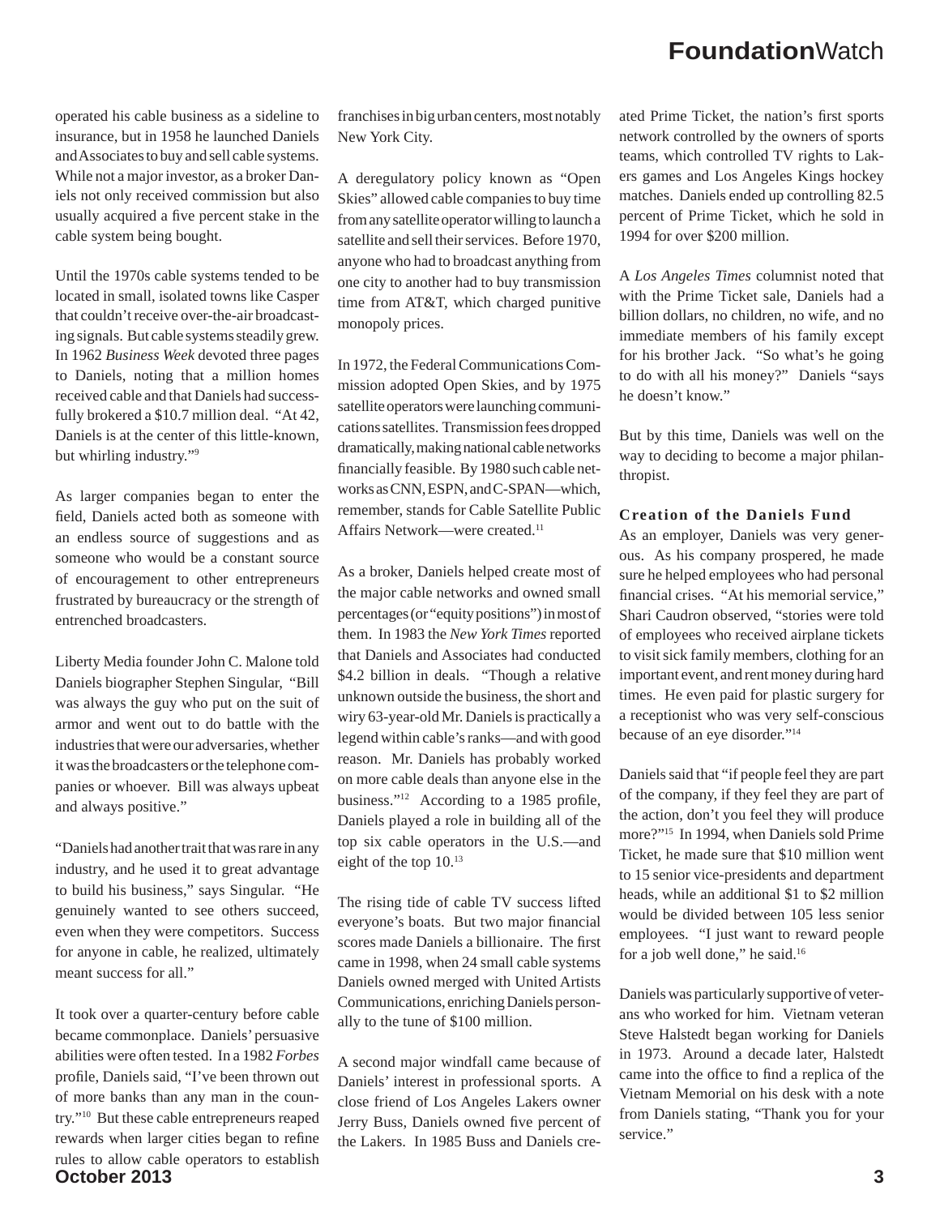operated his cable business as a sideline to insurance, but in 1958 he launched Daniels and Associates to buy and sell cable systems. While not a major investor, as a broker Daniels not only received commission but also usually acquired a five percent stake in the cable system being bought.

Until the 1970s cable systems tended to be located in small, isolated towns like Casper that couldn't receive over-the-air broadcasting signals. But cable systems steadily grew. In 1962 *Business Week* devoted three pages to Daniels, noting that a million homes received cable and that Daniels had successfully brokered a $10.7 million deal. "At 42, Daniels is at the center of this little-known, but whirling industry."[9]

As larger companies began to enter the field, Daniels acted both as someone with an endless source of suggestions and as someone who would be a constant source of encouragement to other entrepreneurs frustrated by bureaucracy or the strength of entrenched broadcasters.

Liberty Media founder John C. Malone told Daniels biographer Stephen Singular, "Bill was always the guy who put on the suit of armor and went out to do battle with the industries that were our adversaries, whether it was the broadcasters or the telephone companies or whoever. Bill was always upbeat and always positive."

"Daniels had another trait that was rare in any industry, and he used it to great advantage to build his business," says Singular. "He genuinely wanted to see others succeed, even when they were competitors. Success for anyone in cable, he realized, ultimately meant success for all."

It took over a quarter-century before cable became commonplace. Daniels' persuasive abilities were often tested. In a 1982 *Forbes* profile, Daniels said, "I've been thrown out of more banks than any man in the country."[10] But these cable entrepreneurs reaped rewards when larger cities began to refine rules to allow cable operators to establish franchises in big urban centers, most notably New York City.

A deregulatory policy known as "Open Skies" allowed cable companies to buy time from any satellite operator willing to launch a satellite and sell their services. Before 1970, anyone who had to broadcast anything from one city to another had to buy transmission time from AT&T, which charged punitive monopoly prices.

In 1972, the Federal Communications Commission adopted Open Skies, and by 1975 satellite operators were launching communications satellites. Transmission fees dropped dramatically, making national cable networks financially feasible. By 1980 such cable networks as CNN, ESPN, and C-SPAN—which, remember, stands for Cable Satellite Public Affairs Network—were created.[11]

As a broker, Daniels helped create most of the major cable networks and owned small percentages (or "equity positions") in most of them. In 1983 the *New York Times* reported that Daniels and Associates had conducted $4.2 billion in deals. "Though a relative unknown outside the business, the short and wiry 63-year-old Mr. Daniels is practically a legend within cable's ranks—and with good reason. Mr. Daniels has probably worked on more cable deals than anyone else in the business."[12] According to a 1985 profile, Daniels played a role in building all of the top six cable operators in the U.S.—and eight of the top 10.[13]

The rising tide of cable TV success lifted everyone's boats. But two major financial scores made Daniels a billionaire. The first came in 1998, when 24 small cable systems Daniels owned merged with United Artists Communications, enriching Daniels personally to the tune of $100 million.

A second major windfall came because of Daniels' interest in professional sports. A close friend of Los Angeles Lakers owner Jerry Buss, Daniels owned five percent of the Lakers. In 1985 Buss and Daniels created Prime Ticket, the nation's first sports network controlled by the owners of sports teams, which controlled TV rights to Lakers games and Los Angeles Kings hockey matches. Daniels ended up controlling 82.5 percent of Prime Ticket, which he sold in 1994 for over $200 million.

A *Los Angeles Times* columnist noted that with the Prime Ticket sale, Daniels had a billion dollars, no children, no wife, and no immediate members of his family except for his brother Jack. "So what's he going to do with all his money?" Daniels "says he doesn't know."

But by this time, Daniels was well on the way to deciding to become a major philanthropist.

### Creation of the Daniels Fund

As an employer, Daniels was very generous. As his company prospered, he made sure he helped employees who had personal financial crises. "At his memorial service," Shari Caudron observed, "stories were told of employees who received airplane tickets to visit sick family members, clothing for an important event, and rent money during hard times. He even paid for plastic surgery for a receptionist who was very self-conscious because of an eye disorder."[14]

Daniels said that "if people feel they are part of the company, if they feel they are part of the action, don't you feel they will produce more?"[15] In 1994, when Daniels sold Prime Ticket, he made sure that $10 million went to 15 senior vice-presidents and department heads, while an additional $1 to $2 million would be divided between 105 less senior employees. "I just want to reward people for a job well done," he said.[16]

Daniels was particularly supportive of veterans who worked for him. Vietnam veteran Steve Halstedt began working for Daniels in 1973. Around a decade later, Halstedt came into the office to find a replica of the Vietnam Memorial on his desk with a note from Daniels stating, "Thank you for your service."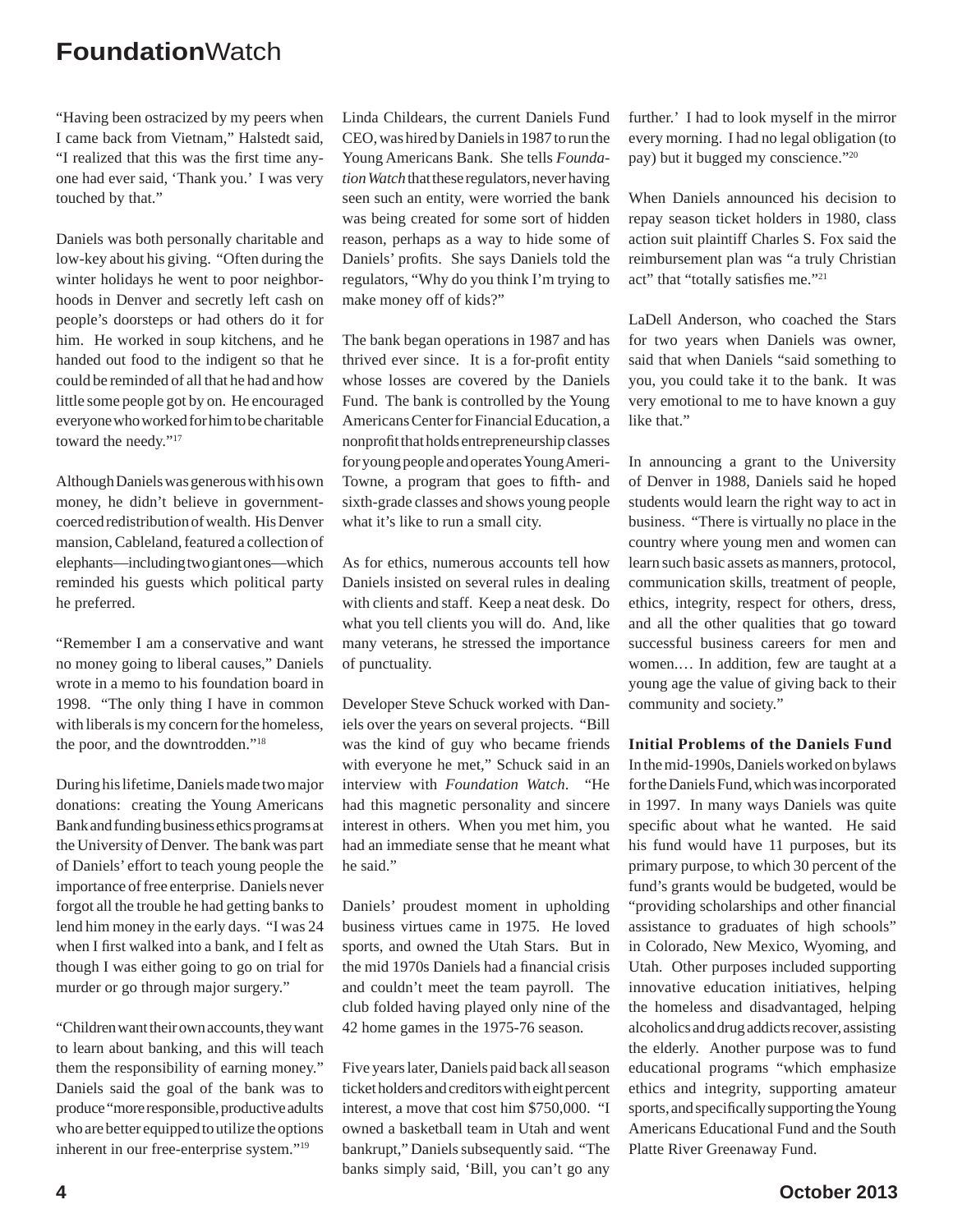"Having been ostracized by my peers when I came back from Vietnam," Halstedt said, "I realized that this was the first time anyone had ever said, 'Thank you.' I was very touched by that."

Daniels was both personally charitable and low-key about his giving. "Often during the winter holidays he went to poor neighborhoods in Denver and secretly left cash on people's doorsteps or had others do it for him. He worked in soup kitchens, and he handed out food to the indigent so that he could be reminded of all that he had and how little some people got by on. He encouraged everyone who worked for him to be charitable toward the needy."[17]

Although Daniels was generous with his own money, he didn't believe in government-coerced redistribution of wealth. His Denver mansion, Cableland, featured a collection of elephants—including two giant ones—which reminded his guests which political party he preferred.

"Remember I am a conservative and want no money going to liberal causes," Daniels wrote in a memo to his foundation board in 1998. "The only thing I have in common with liberals is my concern for the homeless, the poor, and the downtrodden."[18]

During his lifetime, Daniels made two major donations: creating the Young Americans Bank and funding business ethics programs at the University of Denver. The bank was part of Daniels' effort to teach young people the importance of free enterprise. Daniels never forgot all the trouble he had getting banks to lend him money in the early days. "I was 24 when I first walked into a bank, and I felt as though I was either going to go on trial for murder or go through major surgery."

"Children want their own accounts, they want to learn about banking, and this will teach them the responsibility of earning money." Daniels said the goal of the bank was to produce "more responsible, productive adults who are better equipped to utilize the options inherent in our free-enterprise system."[19]

Linda Childears, the current Daniels Fund CEO, was hired by Daniels in 1987 to run the Young Americans Bank. She tells *Foundation Watch* that these regulators, never having seen such an entity, were worried the bank was being created for some sort of hidden reason, perhaps as a way to hide some of Daniels' profits. She says Daniels told the regulators, "Why do you think I'm trying to make money off of kids?"

The bank began operations in 1987 and has thrived ever since. It is a for-profit entity whose losses are covered by the Daniels Fund. The bank is controlled by the Young Americans Center for Financial Education, a nonprofit that holds entrepreneurship classes for young people and operates YoungAmeri-Towne, a program that goes to fifth- and sixth-grade classes and shows young people what it's like to run a small city.

As for ethics, numerous accounts tell how Daniels insisted on several rules in dealing with clients and staff. Keep a neat desk. Do what you tell clients you will do. And, like many veterans, he stressed the importance of punctuality.

Developer Steve Schuck worked with Daniels over the years on several projects. "Bill was the kind of guy who became friends with everyone he met," Schuck said in an interview with *Foundation Watch*. "He had this magnetic personality and sincere interest in others. When you met him, you had an immediate sense that he meant what he said."

Daniels' proudest moment in upholding business virtues came in 1975. He loved sports, and owned the Utah Stars. But in the mid 1970s Daniels had a financial crisis and couldn't meet the team payroll. The club folded having played only nine of the 42 home games in the 1975-76 season.

Five years later, Daniels paid back all season ticket holders and creditors with eight percent interest, a move that cost him $750,000. "I owned a basketball team in Utah and went bankrupt," Daniels subsequently said. "The banks simply said, 'Bill, you can't go any further.' I had to look myself in the mirror every morning. I had no legal obligation (to pay) but it bugged my conscience."[20]

When Daniels announced his decision to repay season ticket holders in 1980, class action suit plaintiff Charles S. Fox said the reimbursement plan was "a truly Christian act" that "totally satisfies me."[21]

LaDell Anderson, who coached the Stars for two years when Daniels was owner, said that when Daniels "said something to you, you could take it to the bank. It was very emotional to me to have known a guy like that."

In announcing a grant to the University of Denver in 1988, Daniels said he hoped students would learn the right way to act in business. "There is virtually no place in the country where young men and women can learn such basic assets as manners, protocol, communication skills, treatment of people, ethics, integrity, respect for others, dress, and all the other qualities that go toward successful business careers for men and women.… In addition, few are taught at a young age the value of giving back to their community and society."

**Initial Problems of the Daniels Fund**

In the mid-1990s, Daniels worked on bylaws for the Daniels Fund, which was incorporated in 1997. In many ways Daniels was quite specific about what he wanted. He said his fund would have 11 purposes, but its primary purpose, to which 30 percent of the fund's grants would be budgeted, would be "providing scholarships and other financial assistance to graduates of high schools" in Colorado, New Mexico, Wyoming, and Utah. Other purposes included supporting innovative education initiatives, helping the homeless and disadvantaged, helping alcoholics and drug addicts recover, assisting the elderly. Another purpose was to fund educational programs "which emphasize ethics and integrity, supporting amateur sports, and specifically supporting the Young Americans Educational Fund and the South Platte River Greenaway Fund.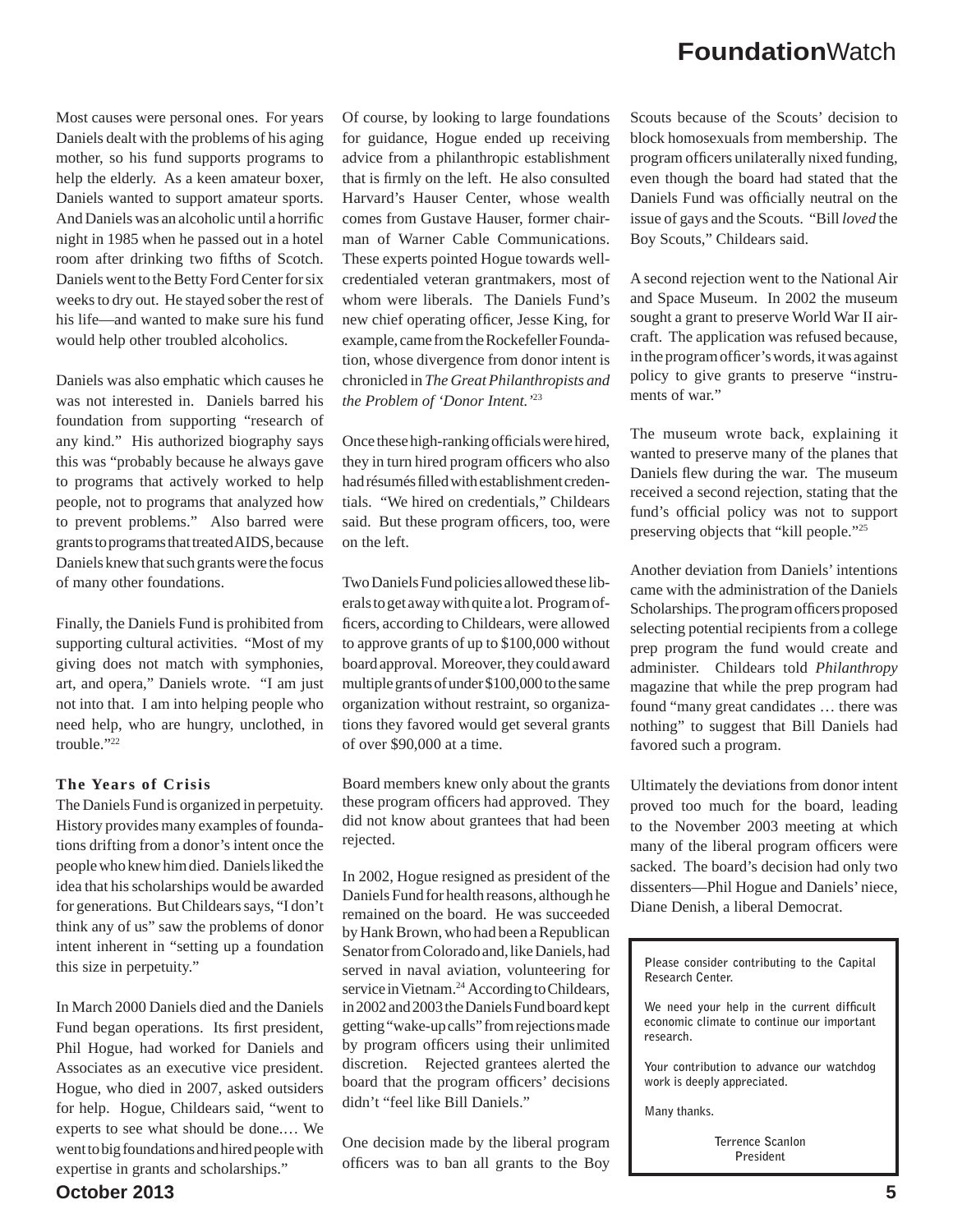Most causes were personal ones. For years Daniels dealt with the problems of his aging mother, so his fund supports programs to help the elderly. As a keen amateur boxer, Daniels wanted to support amateur sports. And Daniels was an alcoholic until a horrific night in 1985 when he passed out in a hotel room after drinking two fifths of Scotch. Daniels went to the Betty Ford Center for six weeks to dry out. He stayed sober the rest of his life—and wanted to make sure his fund would help other troubled alcoholics.

Daniels was also emphatic which causes he was not interested in. Daniels barred his foundation from supporting "research of any kind." His authorized biography says this was "probably because he always gave to programs that actively worked to help people, not to programs that analyzed how to prevent problems." Also barred were grants to programs that treated AIDS, because Daniels knew that such grants were the focus of many other foundations.

Finally, the Daniels Fund is prohibited from supporting cultural activities. "Most of my giving does not match with symphonies, art, and opera," Daniels wrote. "I am just not into that. I am into helping people who need help, who are hungry, unclothed, in trouble."[22]

### The Years of Crisis

The Daniels Fund is organized in perpetuity. History provides many examples of foundations drifting from a donor's intent once the people who knew him died. Daniels liked the idea that his scholarships would be awarded for generations. But Childears says, "I don't think any of us" saw the problems of donor intent inherent in "setting up a foundation this size in perpetuity."

In March 2000 Daniels died and the Daniels Fund began operations. Its first president, Phil Hogue, had worked for Daniels and Associates as an executive vice president. Hogue, who died in 2007, asked outsiders for help. Hogue, Childears said, "went to experts to see what should be done.… We went to big foundations and hired people with expertise in grants and scholarships."

Of course, by looking to large foundations for guidance, Hogue ended up receiving advice from a philanthropic establishment that is firmly on the left. He also consulted Harvard's Hauser Center, whose wealth comes from Gustave Hauser, former chairman of Warner Cable Communications. These experts pointed Hogue towards well-credentialed veteran grantmakers, most of whom were liberals. The Daniels Fund's new chief operating officer, Jesse King, for example, came from the Rockefeller Foundation, whose divergence from donor intent is chronicled in *The Great Philanthropists and the Problem of 'Donor Intent.'*[23]

Once these high-ranking officials were hired, they in turn hired program officers who also had résumés filled with establishment credentials. "We hired on credentials," Childears said. But these program officers, too, were on the left.

Two Daniels Fund policies allowed these liberals to get away with quite a lot. Program officers, according to Childears, were allowed to approve grants of up to $100,000 without board approval. Moreover, they could award multiple grants of under $100,000 to the same organization without restraint, so organizations they favored would get several grants of over $90,000 at a time.

Board members knew only about the grants these program officers had approved. They did not know about grantees that had been rejected.

In 2002, Hogue resigned as president of the Daniels Fund for health reasons, although he remained on the board. He was succeeded by Hank Brown, who had been a Republican Senator from Colorado and, like Daniels, had served in naval aviation, volunteering for service in Vietnam.[24] According to Childears, in 2002 and 2003 the Daniels Fund board kept getting "wake-up calls" from rejections made by program officers using their unlimited discretion. Rejected grantees alerted the board that the program officers' decisions didn't "feel like Bill Daniels."

One decision made by the liberal program officers was to ban all grants to the Boy Scouts because of the Scouts' decision to block homosexuals from membership. The program officers unilaterally nixed funding, even though the board had stated that the Daniels Fund was officially neutral on the issue of gays and the Scouts. "Bill *loved* the Boy Scouts," Childears said.

A second rejection went to the National Air and Space Museum. In 2002 the museum sought a grant to preserve World War II aircraft. The application was refused because, in the program officer's words, it was against policy to give grants to preserve "instruments of war."

The museum wrote back, explaining it wanted to preserve many of the planes that Daniels flew during the war. The museum received a second rejection, stating that the fund's official policy was not to support preserving objects that "kill people."[25]

Another deviation from Daniels' intentions came with the administration of the Daniels Scholarships. The program officers proposed selecting potential recipients from a college prep program the fund would create and administer. Childears told *Philanthropy* magazine that while the prep program had found "many great candidates … there was nothing" to suggest that Bill Daniels had favored such a program.

Ultimately the deviations from donor intent proved too much for the board, leading to the November 2003 meeting at which many of the liberal program officers were sacked. The board's decision had only two dissenters—Phil Hogue and Daniels' niece, Diane Denish, a liberal Democrat.

**Please consider contributing to the Capital Research Center.**

**We need your help in the current difficult economic climate to continue our important research.**

**Your contribution to advance our watchdog work is deeply appreciated.**

**Many thanks.**

**Terrence Scanlon**
**President**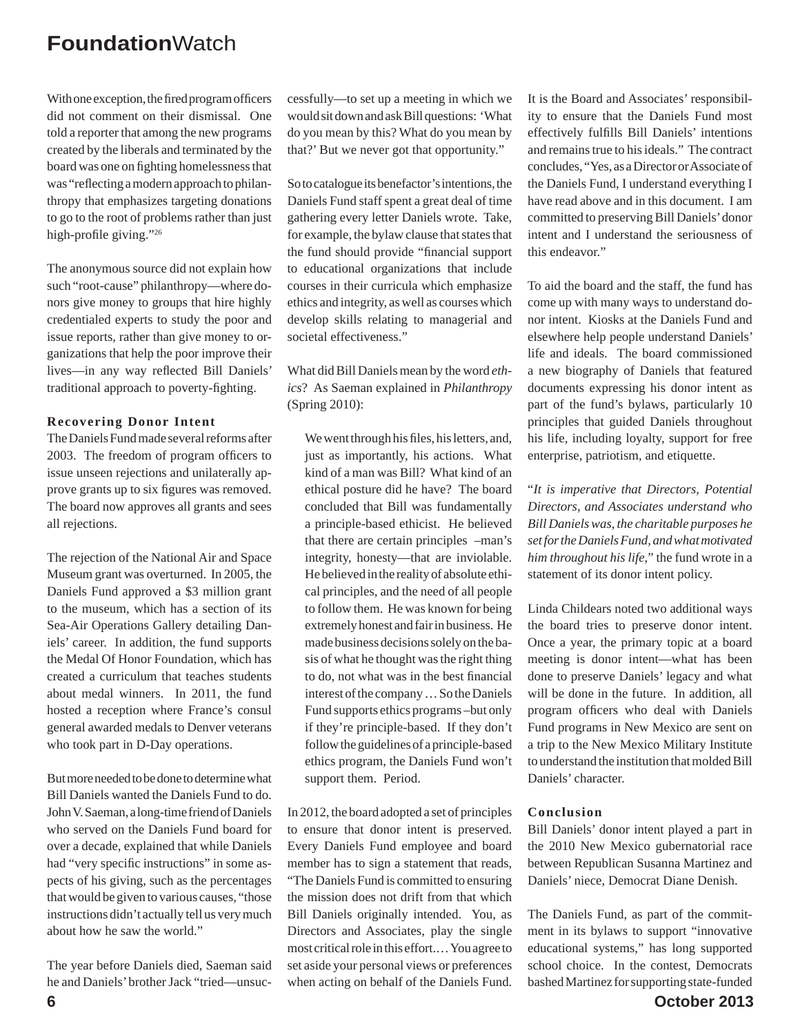With one exception, the fired program officers did not comment on their dismissal. One told a reporter that among the new programs created by the liberals and terminated by the board was one on fighting homelessness that was "reflecting a modern approach to philanthropy that emphasizes targeting donations to go to the root of problems rather than just high-profile giving."[26]

The anonymous source did not explain how such "root-cause" philanthropy—where donors give money to groups that hire highly credentialed experts to study the poor and issue reports, rather than give money to organizations that help the poor improve their lives—in any way reflected Bill Daniels' traditional approach to poverty-fighting.

### Recovering Donor Intent

The Daniels Fund made several reforms after 2003. The freedom of program officers to issue unseen rejections and unilaterally approve grants up to six figures was removed. The board now approves all grants and sees all rejections.

The rejection of the National Air and Space Museum grant was overturned. In 2005, the Daniels Fund approved a $3 million grant to the museum, which has a section of its Sea-Air Operations Gallery detailing Daniels' career. In addition, the fund supports the Medal Of Honor Foundation, which has created a curriculum that teaches students about medal winners. In 2011, the fund hosted a reception where France's consul general awarded medals to Denver veterans who took part in D-Day operations.

But more needed to be done to determine what Bill Daniels wanted the Daniels Fund to do. John V. Saeman, a long-time friend of Daniels who served on the Daniels Fund board for over a decade, explained that while Daniels had "very specific instructions" in some aspects of his giving, such as the percentages that would be given to various causes, "those instructions didn't actually tell us very much about how he saw the world."

The year before Daniels died, Saeman said he and Daniels' brother Jack "tried—unsuccessfully—to set up a meeting in which we would sit down and ask Bill questions: 'What do you mean by this? What do you mean by that?' But we never got that opportunity."

So to catalogue its benefactor's intentions, the Daniels Fund staff spent a great deal of time gathering every letter Daniels wrote. Take, for example, the bylaw clause that states that the fund should provide "financial support to educational organizations that include courses in their curricula which emphasize ethics and integrity, as well as courses which develop skills relating to managerial and societal effectiveness."

What did Bill Daniels mean by the word *ethics*? As Saeman explained in *Philanthropy* (Spring 2010):

> We went through his files, his letters, and, just as importantly, his actions. What kind of a man was Bill? What kind of an ethical posture did he have? The board concluded that Bill was fundamentally a principle-based ethicist. He believed that there are certain principles –man's integrity, honesty—that are inviolable. He believed in the reality of absolute ethical principles, and the need of all people to follow them. He was known for being extremely honest and fair in business. He made business decisions solely on the basis of what he thought was the right thing to do, not what was in the best financial interest of the company … So the Daniels Fund supports ethics programs –but only if they're principle-based. If they don't follow the guidelines of a principle-based ethics program, the Daniels Fund won't support them. Period.

In 2012, the board adopted a set of principles to ensure that donor intent is preserved. Every Daniels Fund employee and board member has to sign a statement that reads, "The Daniels Fund is committed to ensuring the mission does not drift from that which Bill Daniels originally intended. You, as Directors and Associates, play the single most critical role in this effort.… You agree to set aside your personal views or preferences when acting on behalf of the Daniels Fund. It is the Board and Associates' responsibility to ensure that the Daniels Fund most effectively fulfills Bill Daniels' intentions and remains true to his ideals." The contract concludes, "Yes, as a Director or Associate of the Daniels Fund, I understand everything I have read above and in this document. I am committed to preserving Bill Daniels' donor intent and I understand the seriousness of this endeavor."

To aid the board and the staff, the fund has come up with many ways to understand donor intent. Kiosks at the Daniels Fund and elsewhere help people understand Daniels' life and ideals. The board commissioned a new biography of Daniels that featured documents expressing his donor intent as part of the fund's bylaws, particularly 10 principles that guided Daniels throughout his life, including loyalty, support for free enterprise, patriotism, and etiquette.

"*It is imperative that Directors, Potential Directors, and Associates understand who Bill Daniels was, the charitable purposes he set for the Daniels Fund, and what motivated him throughout his life,*" the fund wrote in a statement of its donor intent policy.

Linda Childears noted two additional ways the board tries to preserve donor intent. Once a year, the primary topic at a board meeting is donor intent—what has been done to preserve Daniels' legacy and what will be done in the future. In addition, all program officers who deal with Daniels Fund programs in New Mexico are sent on a trip to the New Mexico Military Institute to understand the institution that molded Bill Daniels' character.

### Conclusion

Bill Daniels' donor intent played a part in the 2010 New Mexico gubernatorial race between Republican Susanna Martinez and Daniels' niece, Democrat Diane Denish.

The Daniels Fund, as part of the commitment in its bylaws to support "innovative educational systems," has long supported school choice. In the contest, Democrats bashed Martinez for supporting state-funded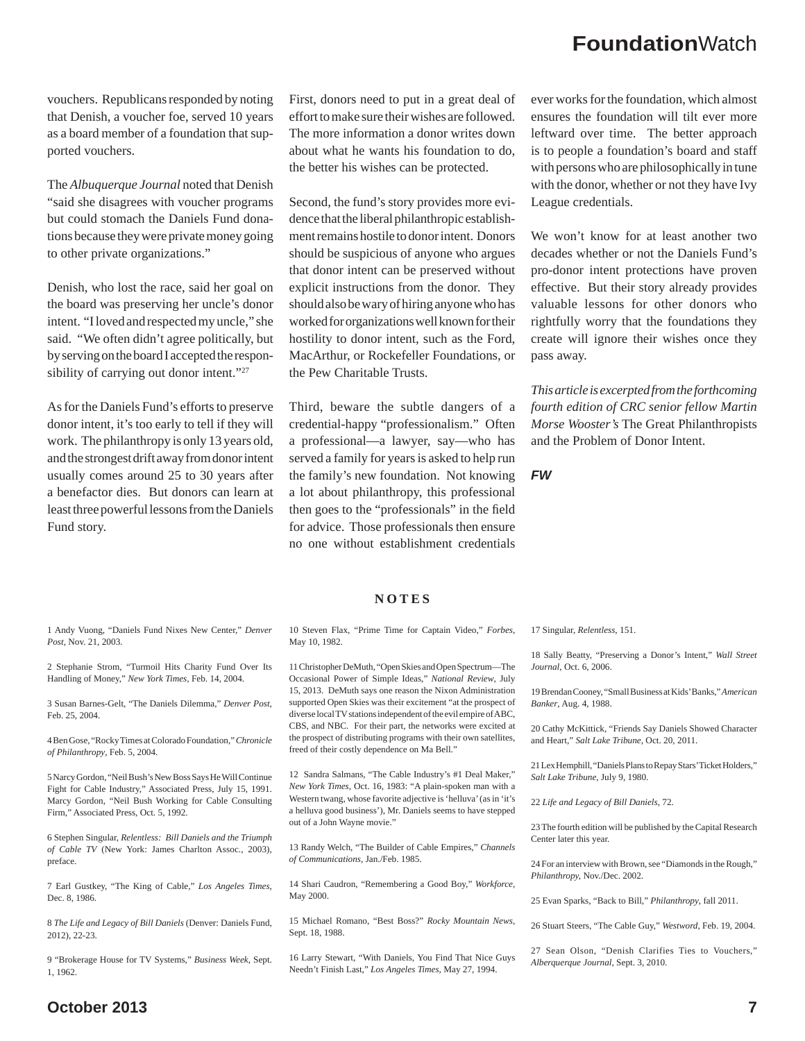vouchers. Republicans responded by noting that Denish, a voucher foe, served 10 years as a board member of a foundation that supported vouchers.

The *Albuquerque Journal* noted that Denish "said she disagrees with voucher programs but could stomach the Daniels Fund donations because they were private money going to other private organizations."

Denish, who lost the race, said her goal on the board was preserving her uncle's donor intent. "I loved and respected my uncle," she said. "We often didn't agree politically, but by serving on the board I accepted the responsibility of carrying out donor intent."[27]

As for the Daniels Fund's efforts to preserve donor intent, it's too early to tell if they will work. The philanthropy is only 13 years old, and the strongest drift away from donor intent usually comes around 25 to 30 years after a benefactor dies. But donors can learn at least three powerful lessons from the Daniels Fund story.

First, donors need to put in a great deal of effort to make sure their wishes are followed. The more information a donor writes down about what he wants his foundation to do, the better his wishes can be protected.

Second, the fund's story provides more evidence that the liberal philanthropic establishment remains hostile to donor intent. Donors should be suspicious of anyone who argues that donor intent can be preserved without explicit instructions from the donor. They should also be wary of hiring anyone who has worked for organizations well known for their hostility to donor intent, such as the Ford, MacArthur, or Rockefeller Foundations, or the Pew Charitable Trusts.

Third, beware the subtle dangers of a credential-happy "professionalism." Often a professional—a lawyer, say—who has served a family for years is asked to help run the family's new foundation. Not knowing a lot about philanthropy, this professional then goes to the "professionals" in the field for advice. Those professionals then ensure no one without establishment credentials ever works for the foundation, which almost ensures the foundation will tilt ever more leftward over time. The better approach is to people a foundation's board and staff with persons who are philosophically in tune with the donor, whether or not they have Ivy League credentials.

We won't know for at least another two decades whether or not the Daniels Fund's pro-donor intent protections have proven effective. But their story already provides valuable lessons for other donors who rightfully worry that the foundations they create will ignore their wishes once they pass away.

*This article is excerpted from the forthcoming fourth edition of CRC senior fellow Martin Morse Wooster's* The Great Philanthropists and the Problem of Donor Intent.

***FW***

## NOTES

1 Andy Vuong, "Daniels Fund Nixes New Center," *Denver Post*, Nov. 21, 2003.

2 Stephanie Strom, "Turmoil Hits Charity Fund Over Its Handling of Money," *New York Times*, Feb. 14, 2004.

3 Susan Barnes-Gelt, "The Daniels Dilemma," *Denver Post*, Feb. 25, 2004.

4 Ben Gose, "Rocky Times at Colorado Foundation," *Chronicle of Philanthropy*, Feb. 5, 2004.

5 Narcy Gordon, "Neil Bush's New Boss Says He Will Continue Fight for Cable Industry," Associated Press, July 15, 1991. Marcy Gordon, "Neil Bush Working for Cable Consulting Firm," Associated Press, Oct. 5, 1992.

6 Stephen Singular, *Relentless: Bill Daniels and the Triumph of Cable TV* (New York: James Charlton Assoc., 2003), preface.

7 Earl Gustkey, "The King of Cable," *Los Angeles Times*, Dec. 8, 1986.

8 *The Life and Legacy of Bill Daniels* (Denver: Daniels Fund, 2012), 22-23.

9 "Brokerage House for TV Systems," *Business Week*, Sept. 1, 1962.

10 Steven Flax, "Prime Time for Captain Video," *Forbes*, May 10, 1982.

11 Christopher DeMuth, "Open Skies and Open Spectrum—The Occasional Power of Simple Ideas," *National Review*, July 15, 2013. DeMuth says one reason the Nixon Administration supported Open Skies was their excitement "at the prospect of diverse local TV stations independent of the evil empire of ABC, CBS, and NBC. For their part, the networks were excited at the prospect of distributing programs with their own satellites, freed of their costly dependence on Ma Bell."

12 Sandra Salmans, "The Cable Industry's #1 Deal Maker," *New York Times*, Oct. 16, 1983: "A plain-spoken man with a Western twang, whose favorite adjective is 'helluva' (as in 'it's a helluva good business'), Mr. Daniels seems to have stepped out of a John Wayne movie."

13 Randy Welch, "The Builder of Cable Empires," *Channels of Communications*, Jan./Feb. 1985.

14 Shari Caudron, "Remembering a Good Boy," *Workforce*, May 2000.

15 Michael Romano, "Best Boss?" *Rocky Mountain News*, Sept. 18, 1988.

16 Larry Stewart, "With Daniels, You Find That Nice Guys Needn't Finish Last," *Los Angeles Times*, May 27, 1994.

17 Singular, *Relentless*, 151.

18 Sally Beatty, "Preserving a Donor's Intent," *Wall Street Journal*, Oct. 6, 2006.

19 Brendan Cooney, "Small Business at Kids' Banks," *American Banker*, Aug. 4, 1988.

20 Cathy McKittick, "Friends Say Daniels Showed Character and Heart," *Salt Lake Tribune*, Oct. 20, 2011.

21 Lex Hemphill, "Daniels Plans to Repay Stars' Ticket Holders," *Salt Lake Tribune*, July 9, 1980.

22 *Life and Legacy of Bill Daniels*, 72.

23 The fourth edition will be published by the Capital Research Center later this year.

24 For an interview with Brown, see "Diamonds in the Rough," *Philanthropy*, Nov./Dec. 2002.

25 Evan Sparks, "Back to Bill," *Philanthropy*, fall 2011.

26 Stuart Steers, "The Cable Guy," *Westword*, Feb. 19, 2004.

27 Sean Olson, "Denish Clarifies Ties to Vouchers," *Alberquerque Journal*, Sept. 3, 2010.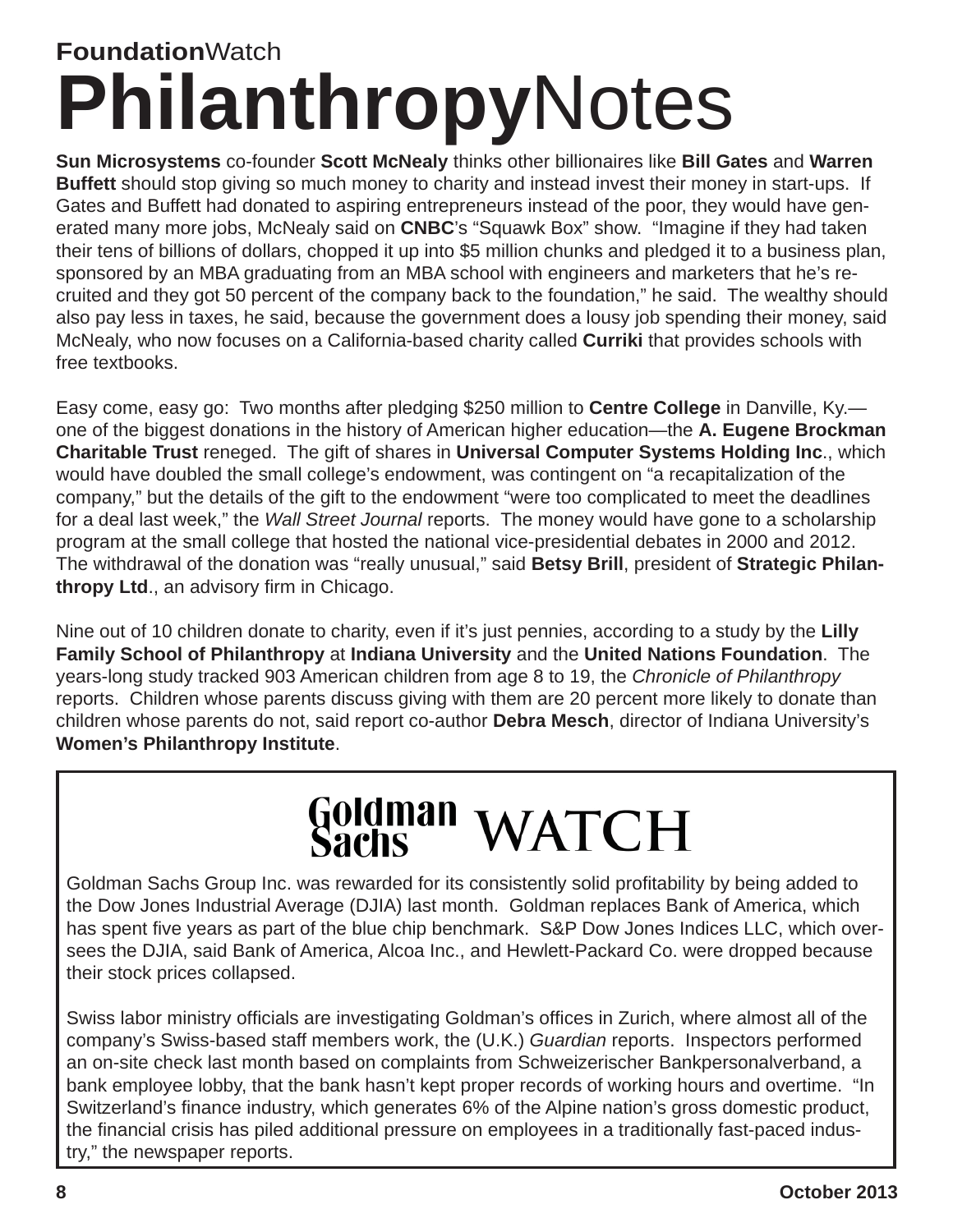**Foundation**Watch

# **Philanthropy**Notes

**Sun Microsystems** co-founder **Scott McNealy** thinks other billionaires like **Bill Gates** and **Warren Buffett** should stop giving so much money to charity and instead invest their money in start-ups. If Gates and Buffett had donated to aspiring entrepreneurs instead of the poor, they would have generated many more jobs, McNealy said on **CNBC**'s "Squawk Box" show. "Imagine if they had taken their tens of billions of dollars, chopped it up into $5 million chunks and pledged it to a business plan, sponsored by an MBA graduating from an MBA school with engineers and marketers that he's recruited and they got 50 percent of the company back to the foundation," he said. The wealthy should also pay less in taxes, he said, because the government does a lousy job spending their money, said McNealy, who now focuses on a California-based charity called **Curriki** that provides schools with free textbooks.

Easy come, easy go: Two months after pledging $250 million to **Centre College** in Danville, Ky.—one of the biggest donations in the history of American higher education—the **A. Eugene Brockman Charitable Trust** reneged. The gift of shares in **Universal Computer Systems Holding Inc**., which would have doubled the small college's endowment, was contingent on "a recapitalization of the company," but the details of the gift to the endowment "were too complicated to meet the deadlines for a deal last week," the *Wall Street Journal* reports. The money would have gone to a scholarship program at the small college that hosted the national vice-presidential debates in 2000 and 2012. The withdrawal of the donation was "really unusual," said **Betsy Brill**, president of **Strategic Philanthropy Ltd**., an advisory firm in Chicago.

Nine out of 10 children donate to charity, even if it's just pennies, according to a study by the **Lilly Family School of Philanthropy** at **Indiana University** and the **United Nations Foundation**. The years-long study tracked 903 American children from age 8 to 19, the *Chronicle of Philanthropy* reports. Children whose parents discuss giving with them are 20 percent more likely to donate than children whose parents do not, said report co-author **Debra Mesch**, director of Indiana University's **Women's Philanthropy Institute**.

## Goldman Sachs WATCH

Goldman Sachs Group Inc. was rewarded for its consistently solid profitability by being added to the Dow Jones Industrial Average (DJIA) last month. Goldman replaces Bank of America, which has spent five years as part of the blue chip benchmark. S&P Dow Jones Indices LLC, which oversees the DJIA, said Bank of America, Alcoa Inc., and Hewlett-Packard Co. were dropped because their stock prices collapsed.

Swiss labor ministry officials are investigating Goldman's offices in Zurich, where almost all of the company's Swiss-based staff members work, the (U.K.) *Guardian* reports. Inspectors performed an on-site check last month based on complaints from Schweizerischer Bankpersonalverband, a bank employee lobby, that the bank hasn't kept proper records of working hours and overtime. "In Switzerland's finance industry, which generates 6% of the Alpine nation's gross domestic product, the financial crisis has piled additional pressure on employees in a traditionally fast-paced industry," the newspaper reports.